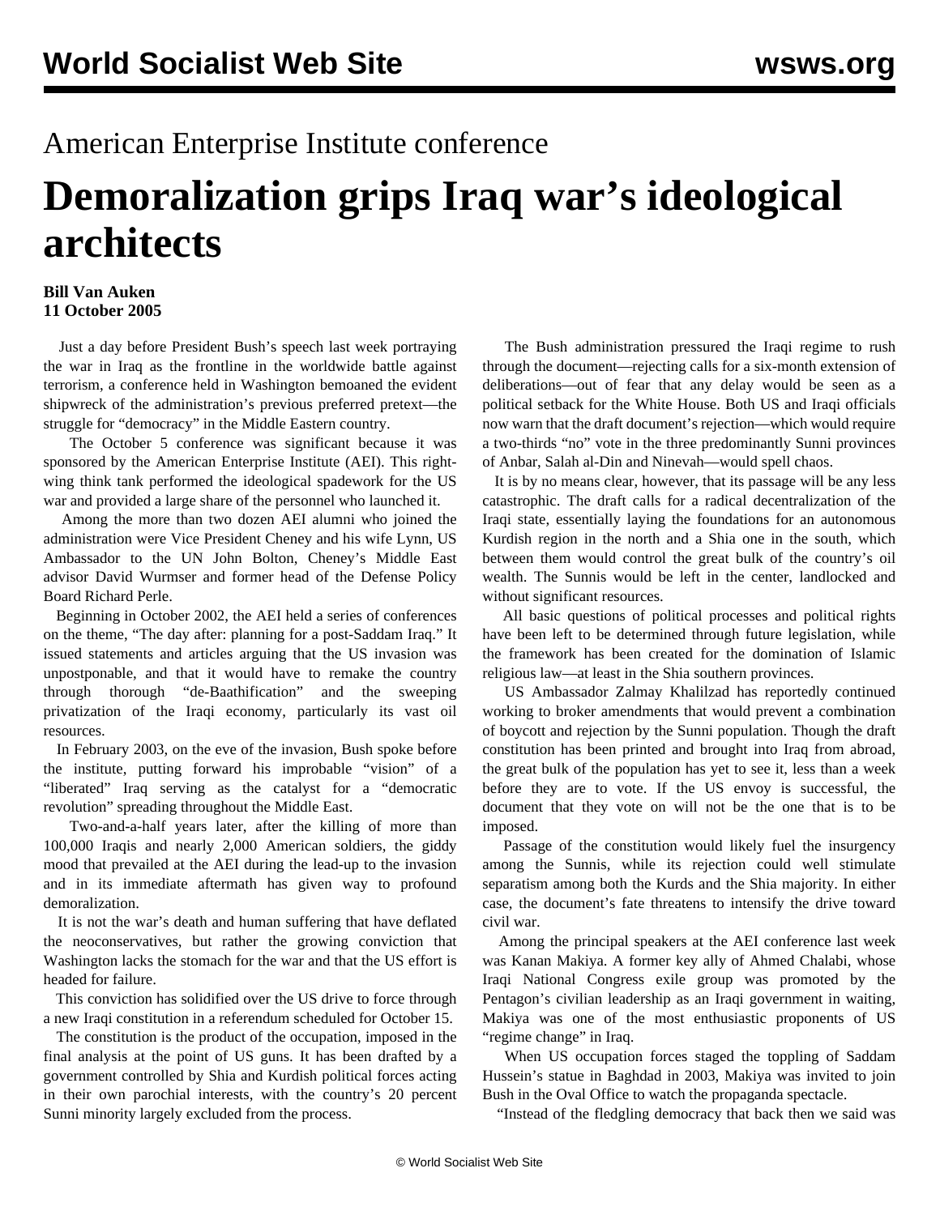American Enterprise Institute conference

# Demoralization grips Iraq war's ideological architects

**Bill Van Auken**
**11 October 2005**

Just a day before President Bush's speech last week portraying the war in Iraq as the frontline in the worldwide battle against terrorism, a conference held in Washington bemoaned the evident shipwreck of the administration's previous preferred pretext—the struggle for "democracy" in the Middle Eastern country.

The October 5 conference was significant because it was sponsored by the American Enterprise Institute (AEI). This right-wing think tank performed the ideological spadework for the US war and provided a large share of the personnel who launched it.

Among the more than two dozen AEI alumni who joined the administration were Vice President Cheney and his wife Lynn, US Ambassador to the UN John Bolton, Cheney's Middle East advisor David Wurmser and former head of the Defense Policy Board Richard Perle.

Beginning in October 2002, the AEI held a series of conferences on the theme, "The day after: planning for a post-Saddam Iraq." It issued statements and articles arguing that the US invasion was unpostponable, and that it would have to remake the country through thorough "de-Baathification" and the sweeping privatization of the Iraqi economy, particularly its vast oil resources.

In February 2003, on the eve of the invasion, Bush spoke before the institute, putting forward his improbable "vision" of a "liberated" Iraq serving as the catalyst for a "democratic revolution" spreading throughout the Middle East.

Two-and-a-half years later, after the killing of more than 100,000 Iraqis and nearly 2,000 American soldiers, the giddy mood that prevailed at the AEI during the lead-up to the invasion and in its immediate aftermath has given way to profound demoralization.

It is not the war's death and human suffering that have deflated the neoconservatives, but rather the growing conviction that Washington lacks the stomach for the war and that the US effort is headed for failure.

This conviction has solidified over the US drive to force through a new Iraqi constitution in a referendum scheduled for October 15.

The constitution is the product of the occupation, imposed in the final analysis at the point of US guns. It has been drafted by a government controlled by Shia and Kurdish political forces acting in their own parochial interests, with the country's 20 percent Sunni minority largely excluded from the process.

The Bush administration pressured the Iraqi regime to rush through the document—rejecting calls for a six-month extension of deliberations—out of fear that any delay would be seen as a political setback for the White House. Both US and Iraqi officials now warn that the draft document's rejection—which would require a two-thirds "no" vote in the three predominantly Sunni provinces of Anbar, Salah al-Din and Ninevah—would spell chaos.

It is by no means clear, however, that its passage will be any less catastrophic. The draft calls for a radical decentralization of the Iraqi state, essentially laying the foundations for an autonomous Kurdish region in the north and a Shia one in the south, which between them would control the great bulk of the country's oil wealth. The Sunnis would be left in the center, landlocked and without significant resources.

All basic questions of political processes and political rights have been left to be determined through future legislation, while the framework has been created for the domination of Islamic religious law—at least in the Shia southern provinces.

US Ambassador Zalmay Khalilzad has reportedly continued working to broker amendments that would prevent a combination of boycott and rejection by the Sunni population. Though the draft constitution has been printed and brought into Iraq from abroad, the great bulk of the population has yet to see it, less than a week before they are to vote. If the US envoy is successful, the document that they vote on will not be the one that is to be imposed.

Passage of the constitution would likely fuel the insurgency among the Sunnis, while its rejection could well stimulate separatism among both the Kurds and the Shia majority. In either case, the document's fate threatens to intensify the drive toward civil war.

Among the principal speakers at the AEI conference last week was Kanan Makiya. A former key ally of Ahmed Chalabi, whose Iraqi National Congress exile group was promoted by the Pentagon's civilian leadership as an Iraqi government in waiting, Makiya was one of the most enthusiastic proponents of US "regime change" in Iraq.

When US occupation forces staged the toppling of Saddam Hussein's statue in Baghdad in 2003, Makiya was invited to join Bush in the Oval Office to watch the propaganda spectacle.

"Instead of the fledgling democracy that back then we said was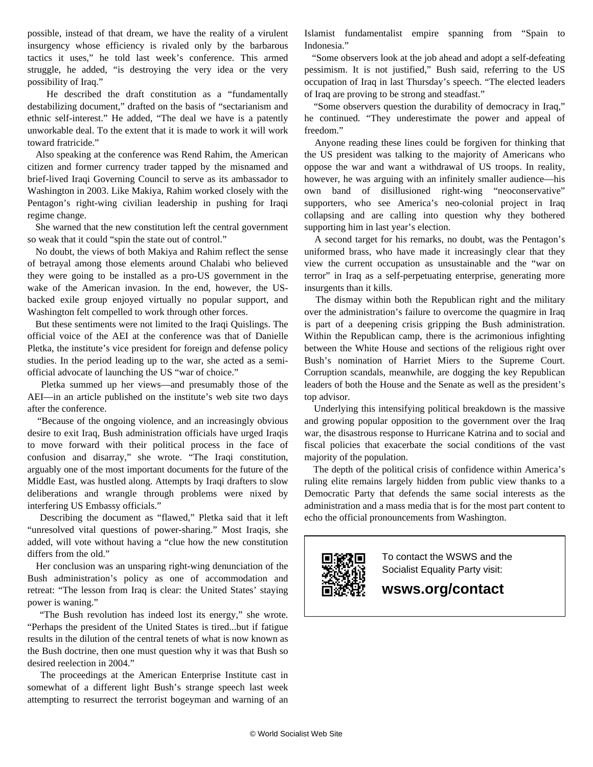possible, instead of that dream, we have the reality of a virulent insurgency whose efficiency is rivaled only by the barbarous tactics it uses," he told last week's conference. This armed struggle, he added, "is destroying the very idea or the very possibility of Iraq."

He described the draft constitution as a "fundamentally destabilizing document," drafted on the basis of "sectarianism and ethnic self-interest." He added, "The deal we have is a patently unworkable deal. To the extent that it is made to work it will work toward fratricide."

Also speaking at the conference was Rend Rahim, the American citizen and former currency trader tapped by the misnamed and brief-lived Iraqi Governing Council to serve as its ambassador to Washington in 2003. Like Makiya, Rahim worked closely with the Pentagon's right-wing civilian leadership in pushing for Iraqi regime change.

She warned that the new constitution left the central government so weak that it could "spin the state out of control."

No doubt, the views of both Makiya and Rahim reflect the sense of betrayal among those elements around Chalabi who believed they were going to be installed as a pro-US government in the wake of the American invasion. In the end, however, the US-backed exile group enjoyed virtually no popular support, and Washington felt compelled to work through other forces.

But these sentiments were not limited to the Iraqi Quislings. The official voice of the AEI at the conference was that of Danielle Pletka, the institute's vice president for foreign and defense policy studies. In the period leading up to the war, she acted as a semi-official advocate of launching the US "war of choice."

Pletka summed up her views—and presumably those of the AEI—in an article published on the institute's web site two days after the conference.

"Because of the ongoing violence, and an increasingly obvious desire to exit Iraq, Bush administration officials have urged Iraqis to move forward with their political process in the face of confusion and disarray," she wrote. "The Iraqi constitution, arguably one of the most important documents for the future of the Middle East, was hustled along. Attempts by Iraqi drafters to slow deliberations and wrangle through problems were nixed by interfering US Embassy officials."

Describing the document as "flawed," Pletka said that it left "unresolved vital questions of power-sharing." Most Iraqis, she added, will vote without having a "clue how the new constitution differs from the old."

Her conclusion was an unsparing right-wing denunciation of the Bush administration's policy as one of accommodation and retreat: "The lesson from Iraq is clear: the United States' staying power is waning."

"The Bush revolution has indeed lost its energy," she wrote. "Perhaps the president of the United States is tired...but if fatigue results in the dilution of the central tenets of what is now known as the Bush doctrine, then one must question why it was that Bush so desired reelection in 2004."

The proceedings at the American Enterprise Institute cast in somewhat of a different light Bush's strange speech last week attempting to resurrect the terrorist bogeyman and warning of an Islamist fundamentalist empire spanning from "Spain to Indonesia."

"Some observers look at the job ahead and adopt a self-defeating pessimism. It is not justified," Bush said, referring to the US occupation of Iraq in last Thursday's speech. "The elected leaders of Iraq are proving to be strong and steadfast."

"Some observers question the durability of democracy in Iraq," he continued. "They underestimate the power and appeal of freedom."

Anyone reading these lines could be forgiven for thinking that the US president was talking to the majority of Americans who oppose the war and want a withdrawal of US troops. In reality, however, he was arguing with an infinitely smaller audience—his own band of disillusioned right-wing "neoconservative" supporters, who see America's neo-colonial project in Iraq collapsing and are calling into question why they bothered supporting him in last year's election.

A second target for his remarks, no doubt, was the Pentagon's uniformed brass, who have made it increasingly clear that they view the current occupation as unsustainable and the "war on terror" in Iraq as a self-perpetuating enterprise, generating more insurgents than it kills.

The dismay within both the Republican right and the military over the administration's failure to overcome the quagmire in Iraq is part of a deepening crisis gripping the Bush administration. Within the Republican camp, there is the acrimonious infighting between the White House and sections of the religious right over Bush's nomination of Harriet Miers to the Supreme Court. Corruption scandals, meanwhile, are dogging the key Republican leaders of both the House and the Senate as well as the president's top advisor.

Underlying this intensifying political breakdown is the massive and growing popular opposition to the government over the Iraq war, the disastrous response to Hurricane Katrina and to social and fiscal policies that exacerbate the social conditions of the vast majority of the population.

The depth of the political crisis of confidence within America's ruling elite remains largely hidden from public view thanks to a Democratic Party that defends the same social interests as the administration and a mass media that is for the most part content to echo the official pronouncements from Washington.

To contact the WSWS and the Socialist Equality Party visit:

**wsws.org/contact**